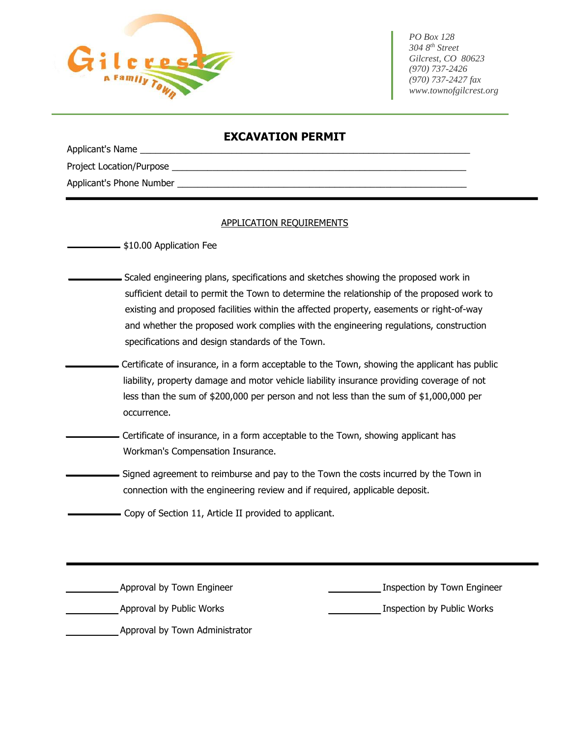PO Box 128
304 8th Street
Gilcrest, CO 80623
(970) 737-2426
(970) 737-2427 fax
www.townofgilcrest.org

# EXCAVATION PERMIT

Applicant's Name ______________________________________________________________

Project Location/Purpose ________________________________________________________

Applicant's Phone Number _______________________________________________________

---

## APPLICATION REQUIREMENTS

__________ $10.00 Application Fee

__________ Scaled engineering plans, specifications and sketches showing the proposed work in sufficient detail to permit the Town to determine the relationship of the proposed work to existing and proposed facilities within the affected property, easements or right-of-way and whether the proposed work complies with the engineering regulations, construction specifications and design standards of the Town.

__________ Certificate of insurance, in a form acceptable to the Town, showing the applicant has public liability, property damage and motor vehicle liability insurance providing coverage of not less than the sum of $200,000 per person and not less than the sum of $1,000,000 per occurrence.

__________ Certificate of insurance, in a form acceptable to the Town, showing applicant has Workman's Compensation Insurance.

__________ Signed agreement to reimburse and pay to the Town the costs incurred by the Town in connection with the engineering review and if required, applicable deposit.

__________ Copy of Section 11, Article II provided to applicant.

---

__________ Approval by Town Engineer

__________ Approval by Public Works

__________ Approval by Town Administrator

__________ Inspection by Town Engineer

__________ Inspection by Public Works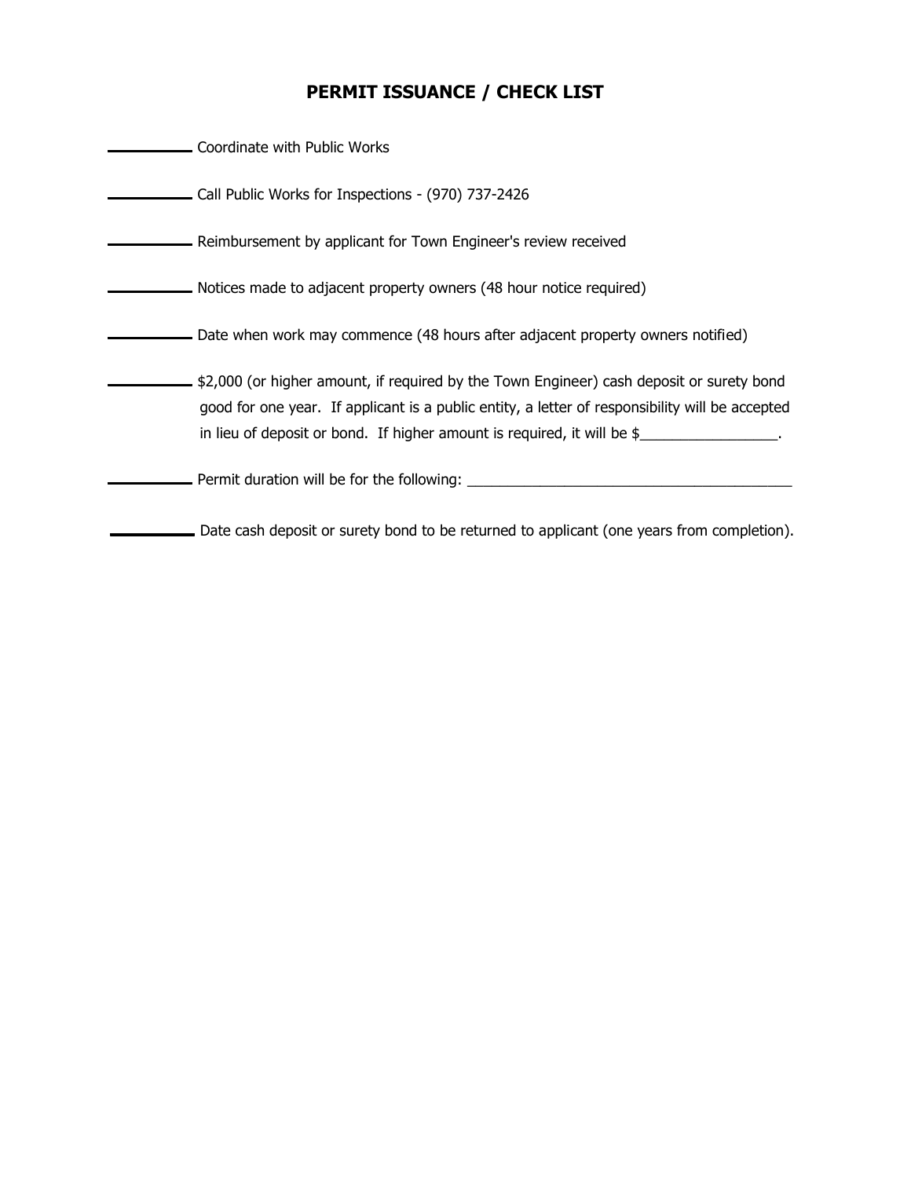# PERMIT ISSUANCE / CHECK LIST

__________ Coordinate with Public Works

__________ Call Public Works for Inspections - (970) 737-2426

__________ Reimbursement by applicant for Town Engineer's review received

__________ Notices made to adjacent property owners (48 hour notice required)

__________ Date when work may commence (48 hours after adjacent property owners notified)

__________ $2,000 (or higher amount, if required by the Town Engineer) cash deposit or surety bond good for one year. If applicant is a public entity, a letter of responsibility will be accepted in lieu of deposit or bond. If higher amount is required, it will be $_________________.

__________ Permit duration will be for the following: _________________________________________

__________ Date cash deposit or surety bond to be returned to applicant (one years from completion).